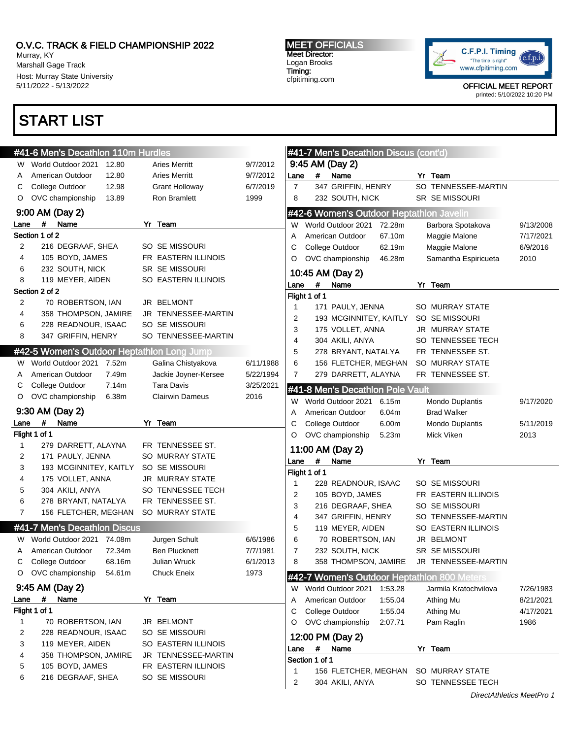O.V.C. TRACK & FIELD CHAMPIONSHIP 2022
Murray, KY
Marshall Gage Track
Host: Murray State University
5/11/2022 - 5/13/2022

**MEET OFFICIALS**
Meet Director:
Logan Brooks
Timing:
cfpitiming.com

C.F.P.I. Timing "The time is right" www.cfpitiming.com

OFFICIAL MEET REPORT
printed: 5/10/2022 10:20 PM

# START LIST

## #41-6 Men's Decathlon 110m Hurdles

| | | | | |
|---|---|---|---|---|
| W | World Outdoor 2021 | 12.80 | Aries Merritt | 9/7/2012 |
| A | American Outdoor | 12.80 | Aries Merritt | 9/7/2012 |
| C | College Outdoor | 12.98 | Grant Holloway | 6/7/2019 |
| O | OVC championship | 13.89 | Ron Bramlett | 1999 |

### 9:00 AM (Day 2)

| Lane | # | Name | Yr | Team |
|---|---|---|---|---|
| **Section 1 of 2** | | | | |
| 2 | 216 | DEGRAAF, SHEA | SO | SE MISSOURI |
| 4 | 105 | BOYD, JAMES | FR | EASTERN ILLINOIS |
| 6 | 232 | SOUTH, NICK | SR | SE MISSOURI |
| 8 | 119 | MEYER, AIDEN | SO | EASTERN ILLINOIS |
| **Section 2 of 2** | | | | |
| 2 | 70 | ROBERTSON, IAN | JR | BELMONT |
| 4 | 358 | THOMPSON, JAMIRE | JR | TENNESSEE-MARTIN |
| 6 | 228 | READNOUR, ISAAC | SO | SE MISSOURI |
| 8 | 347 | GRIFFIN, HENRY | SO | TENNESSEE-MARTIN |

## #42-5 Women's Outdoor Heptathlon Long Jump

| | | | | |
|---|---|---|---|---|
| W | World Outdoor 2021 | 7.52m | Galina Chistyakova | 6/11/1988 |
| A | American Outdoor | 7.49m | Jackie Joyner-Kersee | 5/22/1994 |
| C | College Outdoor | 7.14m | Tara Davis | 3/25/2021 |
| O | OVC championship | 6.38m | Clairwin Dameus | 2016 |

### 9:30 AM (Day 2)

| Lane | # | Name | Yr | Team |
|---|---|---|---|---|
| **Flight 1 of 1** | | | | |
| 1 | 279 | DARRETT, ALAYNA | FR | TENNESSEE ST. |
| 2 | 171 | PAULY, JENNA | SO | MURRAY STATE |
| 3 | 193 | MCGINNITEY, KAITLY | SO | SE MISSOURI |
| 4 | 175 | VOLLET, ANNA | JR | MURRAY STATE |
| 5 | 304 | AKILI, ANYA | SO | TENNESSEE TECH |
| 6 | 278 | BRYANT, NATALYA | FR | TENNESSEE ST. |
| 7 | 156 | FLETCHER, MEGHAN | SO | MURRAY STATE |

## #41-7 Men's Decathlon Discus

| | | | | |
|---|---|---|---|---|
| W | World Outdoor 2021 | 74.08m | Jurgen Schult | 6/6/1986 |
| A | American Outdoor | 72.34m | Ben Plucknett | 7/7/1981 |
| C | College Outdoor | 68.16m | Julian Wruck | 6/1/2013 |
| O | OVC championship | 54.61m | Chuck Eneix | 1973 |

### 9:45 AM (Day 2)

| Lane | # | Name | Yr | Team |
|---|---|---|---|---|
| **Flight 1 of 1** | | | | |
| 1 | 70 | ROBERTSON, IAN | JR | BELMONT |
| 2 | 228 | READNOUR, ISAAC | SO | SE MISSOURI |
| 3 | 119 | MEYER, AIDEN | SO | EASTERN ILLINOIS |
| 4 | 358 | THOMPSON, JAMIRE | JR | TENNESSEE-MARTIN |
| 5 | 105 | BOYD, JAMES | FR | EASTERN ILLINOIS |
| 6 | 216 | DEGRAAF, SHEA | SO | SE MISSOURI |
| 7 | 347 | GRIFFIN, HENRY | SO | TENNESSEE-MARTIN |
| 8 | 232 | SOUTH, NICK | SR | SE MISSOURI |

## #42-6 Women's Outdoor Heptathlon Javelin

| | | | | |
|---|---|---|---|---|
| W | World Outdoor 2021 | 72.28m | Barbora Spotakova | 9/13/2008 |
| A | American Outdoor | 67.10m | Maggie Malone | 7/17/2021 |
| C | College Outdoor | 62.19m | Maggie Malone | 6/9/2016 |
| O | OVC championship | 46.28m | Samantha Espiricueta | 2010 |

### 10:45 AM (Day 2)

| Lane | # | Name | Yr | Team |
|---|---|---|---|---|
| **Flight 1 of 1** | | | | |
| 1 | 171 | PAULY, JENNA | SO | MURRAY STATE |
| 2 | 193 | MCGINNITEY, KAITLY | SO | SE MISSOURI |
| 3 | 175 | VOLLET, ANNA | JR | MURRAY STATE |
| 4 | 304 | AKILI, ANYA | SO | TENNESSEE TECH |
| 5 | 278 | BRYANT, NATALYA | FR | TENNESSEE ST. |
| 6 | 156 | FLETCHER, MEGHAN | SO | MURRAY STATE |
| 7 | 279 | DARRETT, ALAYNA | FR | TENNESSEE ST. |

## #41-8 Men's Decathlon Pole Vault

| | | | | |
|---|---|---|---|---|
| W | World Outdoor 2021 | 6.15m | Mondo Duplantis | 9/17/2020 |
| A | American Outdoor | 6.04m | Brad Walker | |
| C | College Outdoor | 6.00m | Mondo Duplantis | 5/11/2019 |
| O | OVC championship | 5.23m | Mick Viken | 2013 |

### 11:00 AM (Day 2)

| Lane | # | Name | Yr | Team |
|---|---|---|---|---|
| **Flight 1 of 1** | | | | |
| 1 | 228 | READNOUR, ISAAC | SO | SE MISSOURI |
| 2 | 105 | BOYD, JAMES | FR | EASTERN ILLINOIS |
| 3 | 216 | DEGRAAF, SHEA | SO | SE MISSOURI |
| 4 | 347 | GRIFFIN, HENRY | SO | TENNESSEE-MARTIN |
| 5 | 119 | MEYER, AIDEN | SO | EASTERN ILLINOIS |
| 6 | 70 | ROBERTSON, IAN | JR | BELMONT |
| 7 | 232 | SOUTH, NICK | SR | SE MISSOURI |
| 8 | 358 | THOMPSON, JAMIRE | JR | TENNESSEE-MARTIN |

## #42-7 Women's Outdoor Heptathlon 800 Meters

| | | | | |
|---|---|---|---|---|
| W | World Outdoor 2021 | 1:53.28 | Jarmila Kratochvilova | 7/26/1983 |
| A | American Outdoor | 1:55.04 | Athing Mu | 8/21/2021 |
| C | College Outdoor | 1:55.04 | Athing Mu | 4/17/2021 |
| O | OVC championship | 2:07.71 | Pam Raglin | 1986 |

### 12:00 PM (Day 2)

| Lane | # | Name | Yr | Team |
|---|---|---|---|---|
| **Section 1 of 1** | | | | |
| 1 | 156 | FLETCHER, MEGHAN | SO | MURRAY STATE |
| 2 | 304 | AKILI, ANYA | SO | TENNESSEE TECH |

*DirectAthletics MeetPro 1*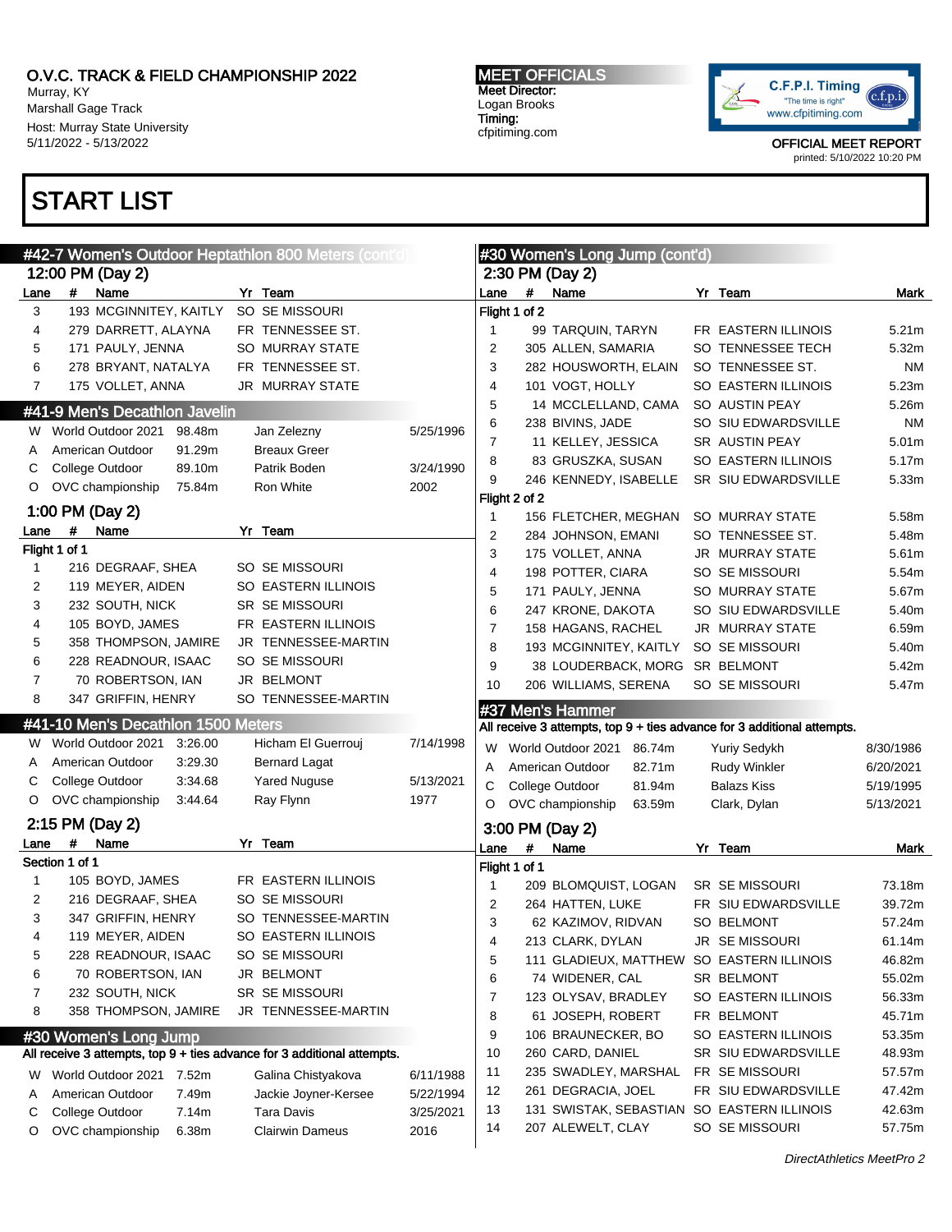# O.V.C. TRACK & FIELD CHAMPIONSHIP 2022

Murray, KY
Marshall Gage Track
Host: Murray State University
5/11/2022 - 5/13/2022

**MEET OFFICIALS**
Meet Director:
Logan Brooks
Timing:
cfpitiming.com

C.F.P.I. Timing
"The time is right"
www.cfpitiming.com

OFFICIAL MEET REPORT
printed: 5/10/2022 10:20 PM

# START LIST

## #42-7 Women's Outdoor Heptathlon 800 Meters (cont'd)

### 12:00 PM (Day 2)

| Lane | # | Name | Yr | Team |
|---|---|---|---|---|
| 3 | 193 | MCGINNITEY, KAITLY | SO | SE MISSOURI |
| 4 | 279 | DARRETT, ALAYNA | FR | TENNESSEE ST. |
| 5 | 171 | PAULY, JENNA | SO | MURRAY STATE |
| 6 | 278 | BRYANT, NATALYA | FR | TENNESSEE ST. |
| 7 | 175 | VOLLET, ANNA | JR | MURRAY STATE |

## #41-9 Men's Decathlon Javelin

| | Record | Mark | Holder | Date |
|---|---|---|---|---|
| W | World Outdoor 2021 | 98.48m | Jan Zelezny | 5/25/1996 |
| A | American Outdoor | 91.29m | Breaux Greer | |
| C | College Outdoor | 89.10m | Patrik Boden | 3/24/1990 |
| O | OVC championship | 75.84m | Ron White | 2002 |

### 1:00 PM (Day 2)

Flight 1 of 1

| Lane | # | Name | Yr | Team |
|---|---|---|---|---|
| 1 | 216 | DEGRAAF, SHEA | SO | SE MISSOURI |
| 2 | 119 | MEYER, AIDEN | SO | EASTERN ILLINOIS |
| 3 | 232 | SOUTH, NICK | SR | SE MISSOURI |
| 4 | 105 | BOYD, JAMES | FR | EASTERN ILLINOIS |
| 5 | 358 | THOMPSON, JAMIRE | JR | TENNESSEE-MARTIN |
| 6 | 228 | READNOUR, ISAAC | SO | SE MISSOURI |
| 7 | 70 | ROBERTSON, IAN | JR | BELMONT |
| 8 | 347 | GRIFFIN, HENRY | SO | TENNESSEE-MARTIN |

## #41-10 Men's Decathlon 1500 Meters

| | Record | Mark | Holder | Date |
|---|---|---|---|---|
| W | World Outdoor 2021 | 3:26.00 | Hicham El Guerrouj | 7/14/1998 |
| A | American Outdoor | 3:29.30 | Bernard Lagat | |
| C | College Outdoor | 3:34.68 | Yared Nuguse | 5/13/2021 |
| O | OVC championship | 3:44.64 | Ray Flynn | 1977 |

### 2:15 PM (Day 2)

Section 1 of 1

| Lane | # | Name | Yr | Team |
|---|---|---|---|---|
| 1 | 105 | BOYD, JAMES | FR | EASTERN ILLINOIS |
| 2 | 216 | DEGRAAF, SHEA | SO | SE MISSOURI |
| 3 | 347 | GRIFFIN, HENRY | SO | TENNESSEE-MARTIN |
| 4 | 119 | MEYER, AIDEN | SO | EASTERN ILLINOIS |
| 5 | 228 | READNOUR, ISAAC | SO | SE MISSOURI |
| 6 | 70 | ROBERTSON, IAN | JR | BELMONT |
| 7 | 232 | SOUTH, NICK | SR | SE MISSOURI |
| 8 | 358 | THOMPSON, JAMIRE | JR | TENNESSEE-MARTIN |

## #30 Women's Long Jump

All receive 3 attempts, top 9 + ties advance for 3 additional attempts.

| | Record | Mark | Holder | Date |
|---|---|---|---|---|
| W | World Outdoor 2021 | 7.52m | Galina Chistyakova | 6/11/1988 |
| A | American Outdoor | 7.49m | Jackie Joyner-Kersee | 5/22/1994 |
| C | College Outdoor | 7.14m | Tara Davis | 3/25/2021 |
| O | OVC championship | 6.38m | Clairwin Dameus | 2016 |

## #30 Women's Long Jump (cont'd)

### 2:30 PM (Day 2)

| Lane | # | Name | Yr | Team | Mark |
|---|---|---|---|---|---|
| **Flight 1 of 2** | | | | | |
| 1 | 99 | TARQUIN, TARYN | FR | EASTERN ILLINOIS | 5.21m |
| 2 | 305 | ALLEN, SAMARIA | SO | TENNESSEE TECH | 5.32m |
| 3 | 282 | HOUSWORTH, ELAIN | SO | TENNESSEE ST. | NM |
| 4 | 101 | VOGT, HOLLY | SO | EASTERN ILLINOIS | 5.23m |
| 5 | 14 | MCCLELLAND, CAMA | SO | AUSTIN PEAY | 5.26m |
| 6 | 238 | BIVINS, JADE | SO | SIU EDWARDSVILLE | NM |
| 7 | 11 | KELLEY, JESSICA | SR | AUSTIN PEAY | 5.01m |
| 8 | 83 | GRUSZKA, SUSAN | SO | EASTERN ILLINOIS | 5.17m |
| 9 | 246 | KENNEDY, ISABELLE | SR | SIU EDWARDSVILLE | 5.33m |
| **Flight 2 of 2** | | | | | |
| 1 | 156 | FLETCHER, MEGHAN | SO | MURRAY STATE | 5.58m |
| 2 | 284 | JOHNSON, EMANI | SO | TENNESSEE ST. | 5.48m |
| 3 | 175 | VOLLET, ANNA | JR | MURRAY STATE | 5.61m |
| 4 | 198 | POTTER, CIARA | SO | SE MISSOURI | 5.54m |
| 5 | 171 | PAULY, JENNA | SO | MURRAY STATE | 5.67m |
| 6 | 247 | KRONE, DAKOTA | SO | SIU EDWARDSVILLE | 5.40m |
| 7 | 158 | HAGANS, RACHEL | JR | MURRAY STATE | 6.59m |
| 8 | 193 | MCGINNITEY, KAITLY | SO | SE MISSOURI | 5.40m |
| 9 | 38 | LOUDERBACK, MORG | SR | BELMONT | 5.42m |
| 10 | 206 | WILLIAMS, SERENA | SO | SE MISSOURI | 5.47m |

## #37 Men's Hammer

All receive 3 attempts, top 9 + ties advance for 3 additional attempts.

| | Record | Mark | Holder | Date |
|---|---|---|---|---|
| W | World Outdoor 2021 | 86.74m | Yuriy Sedykh | 8/30/1986 |
| A | American Outdoor | 82.71m | Rudy Winkler | 6/20/2021 |
| C | College Outdoor | 81.94m | Balazs Kiss | 5/19/1995 |
| O | OVC championship | 63.59m | Clark, Dylan | 5/13/2021 |

### 3:00 PM (Day 2)

Flight 1 of 1

| Lane | # | Name | Yr | Team | Mark |
|---|---|---|---|---|---|
| 1 | 209 | BLOMQUIST, LOGAN | SR | SE MISSOURI | 73.18m |
| 2 | 264 | HATTEN, LUKE | FR | SIU EDWARDSVILLE | 39.72m |
| 3 | 62 | KAZIMOV, RIDVAN | SO | BELMONT | 57.24m |
| 4 | 213 | CLARK, DYLAN | JR | SE MISSOURI | 61.14m |
| 5 | 111 | GLADIEUX, MATTHEW | SO | EASTERN ILLINOIS | 46.82m |
| 6 | 74 | WIDENER, CAL | SR | BELMONT | 55.02m |
| 7 | 123 | OLYSAV, BRADLEY | SO | EASTERN ILLINOIS | 56.33m |
| 8 | 61 | JOSEPH, ROBERT | FR | BELMONT | 45.71m |
| 9 | 106 | BRAUNECKER, BO | SO | EASTERN ILLINOIS | 53.35m |
| 10 | 260 | CARD, DANIEL | SR | SIU EDWARDSVILLE | 48.93m |
| 11 | 235 | SWADLEY, MARSHAL | FR | SE MISSOURI | 57.57m |
| 12 | 261 | DEGRACIA, JOEL | FR | SIU EDWARDSVILLE | 47.42m |
| 13 | 131 | SWISTAK, SEBASTIAN | SO | EASTERN ILLINOIS | 42.63m |
| 14 | 207 | ALEWELT, CLAY | SO | SE MISSOURI | 57.75m |

*DirectAthletics MeetPro 2*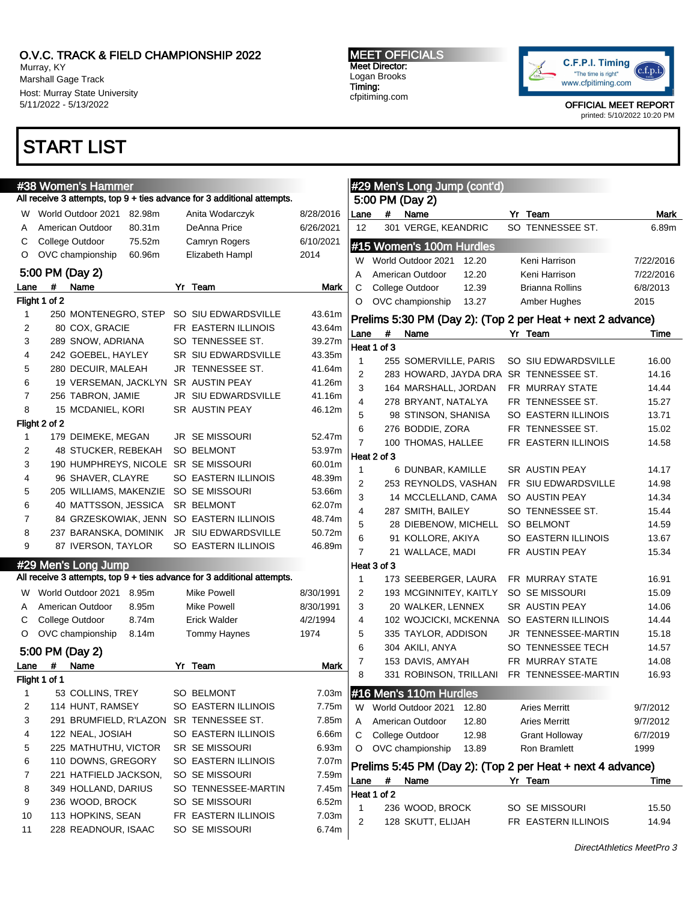# O.V.C. TRACK & FIELD CHAMPIONSHIP 2022

Murray, KY
Marshall Gage Track
Host: Murray State University
5/11/2022 - 5/13/2022

**MEET OFFICIALS**
Meet Director:
Logan Brooks
Timing:
cfpitiming.com

C.F.P.I. Timing
"The time is right"
www.cfpitiming.com

OFFICIAL MEET REPORT
printed: 5/10/2022 10:20 PM

# START LIST

## #38 Women's Hammer

All receive 3 attempts, top 9 + ties advance for 3 additional attempts.

| | | | | |
|---|---|---|---|---|
| W | World Outdoor 2021 | 82.98m | Anita Wodarczyk | 8/28/2016 |
| A | American Outdoor | 80.31m | DeAnna Price | 6/26/2021 |
| C | College Outdoor | 75.52m | Camryn Rogers | 6/10/2021 |
| O | OVC championship | 60.96m | Elizabeth Hampl | 2014 |

### 5:00 PM (Day 2)

| Lane | # | Name | Yr | Team | Mark |
|---|---|---|---|---|---|
| **Flight 1 of 2** | | | | | |
| 1 | 250 | MONTENEGRO, STEP | SO | SIU EDWARDSVILLE | 43.61m |
| 2 | 80 | COX, GRACIE | FR | EASTERN ILLINOIS | 43.64m |
| 3 | 289 | SNOW, ADRIANA | SO | TENNESSEE ST. | 39.27m |
| 4 | 242 | GOEBEL, HAYLEY | SR | SIU EDWARDSVILLE | 43.35m |
| 5 | 280 | DECUIR, MALEAH | JR | TENNESSEE ST. | 41.64m |
| 6 | 19 | VERSEMAN, JACKLYN | SR | AUSTIN PEAY | 41.26m |
| 7 | 256 | TABRON, JAMIE | JR | SIU EDWARDSVILLE | 41.16m |
| 8 | 15 | MCDANIEL, KORI | SR | AUSTIN PEAY | 46.12m |
| **Flight 2 of 2** | | | | | |
| 1 | 179 | DEIMEKE, MEGAN | JR | SE MISSOURI | 52.47m |
| 2 | 48 | STUCKER, REBEKAH | SO | BELMONT | 53.97m |
| 3 | 190 | HUMPHREYS, NICOLE | SR | SE MISSOURI | 60.01m |
| 4 | 96 | SHAVER, CLAYRE | SO | EASTERN ILLINOIS | 48.39m |
| 5 | 205 | WILLIAMS, MAKENZIE | SO | SE MISSOURI | 53.66m |
| 6 | 40 | MATTSSON, JESSICA | SR | BELMONT | 62.07m |
| 7 | 84 | GRZESKOWIAK, JENN | SO | EASTERN ILLINOIS | 48.74m |
| 8 | 237 | BARANSKA, DOMINIK | JR | SIU EDWARDSVILLE | 50.72m |
| 9 | 87 | IVERSON, TAYLOR | SO | EASTERN ILLINOIS | 46.89m |

## #29 Men's Long Jump

All receive 3 attempts, top 9 + ties advance for 3 additional attempts.

| | | | | |
|---|---|---|---|---|
| W | World Outdoor 2021 | 8.95m | Mike Powell | 8/30/1991 |
| A | American Outdoor | 8.95m | Mike Powell | 8/30/1991 |
| C | College Outdoor | 8.74m | Erick Walder | 4/2/1994 |
| O | OVC championship | 8.14m | Tommy Haynes | 1974 |

### 5:00 PM (Day 2)

| Lane | # | Name | Yr | Team | Mark |
|---|---|---|---|---|---|
| **Flight 1 of 1** | | | | | |
| 1 | 53 | COLLINS, TREY | SO | BELMONT | 7.03m |
| 2 | 114 | HUNT, RAMSEY | SO | EASTERN ILLINOIS | 7.75m |
| 3 | 291 | BRUMFIELD, R'LAZON | SR | TENNESSEE ST. | 7.85m |
| 4 | 122 | NEAL, JOSIAH | SO | EASTERN ILLINOIS | 6.66m |
| 5 | 225 | MATHUTHU, VICTOR | SR | SE MISSOURI | 6.93m |
| 6 | 110 | DOWNS, GREGORY | SO | EASTERN ILLINOIS | 7.07m |
| 7 | 221 | HATFIELD JACKSON, | SO | SE MISSOURI | 7.59m |
| 8 | 349 | HOLLAND, DARIUS | SO | TENNESSEE-MARTIN | 7.45m |
| 9 | 236 | WOOD, BROCK | SO | SE MISSOURI | 6.52m |
| 10 | 113 | HOPKINS, SEAN | FR | EASTERN ILLINOIS | 7.03m |
| 11 | 228 | READNOUR, ISAAC | SO | SE MISSOURI | 6.74m |

## #29 Men's Long Jump (cont'd)

### 5:00 PM (Day 2)

| Lane | # | Name | Yr | Team | Mark |
|---|---|---|---|---|---|
| 12 | 301 | VERGE, KEANDRIC | SO | TENNESSEE ST. | 6.89m |

## #15 Women's 100m Hurdles

| | | | | |
|---|---|---|---|---|
| W | World Outdoor 2021 | 12.20 | Keni Harrison | 7/22/2016 |
| A | American Outdoor | 12.20 | Keni Harrison | 7/22/2016 |
| C | College Outdoor | 12.39 | Brianna Rollins | 6/8/2013 |
| O | OVC championship | 13.27 | Amber Hughes | 2015 |

### Prelims 5:30 PM (Day 2): (Top 2 per Heat + next 2 advance)

| Lane | # | Name | Yr | Team | Time |
|---|---|---|---|---|---|
| **Heat 1 of 3** | | | | | |
| 1 | 255 | SOMERVILLE, PARIS | SO | SIU EDWARDSVILLE | 16.00 |
| 2 | 283 | HOWARD, JAYDA DRA | SR | TENNESSEE ST. | 14.16 |
| 3 | 164 | MARSHALL, JORDAN | FR | MURRAY STATE | 14.44 |
| 4 | 278 | BRYANT, NATALYA | FR | TENNESSEE ST. | 15.27 |
| 5 | 98 | STINSON, SHANISA | SO | EASTERN ILLINOIS | 13.71 |
| 6 | 276 | BODDIE, ZORA | FR | TENNESSEE ST. | 15.02 |
| 7 | 100 | THOMAS, HALLEE | FR | EASTERN ILLINOIS | 14.58 |
| **Heat 2 of 3** | | | | | |
| 1 | 6 | DUNBAR, KAMILLE | SR | AUSTIN PEAY | 14.17 |
| 2 | 253 | REYNOLDS, VASHAN | FR | SIU EDWARDSVILLE | 14.98 |
| 3 | 14 | MCCLELLAND, CAMA | SO | AUSTIN PEAY | 14.34 |
| 4 | 287 | SMITH, BAILEY | SO | TENNESSEE ST. | 15.44 |
| 5 | 28 | DIEBENOW, MICHELL | SO | BELMONT | 14.59 |
| 6 | 91 | KOLLORE, AKIYA | SO | EASTERN ILLINOIS | 13.67 |
| 7 | 21 | WALLACE, MADI | FR | AUSTIN PEAY | 15.34 |
| **Heat 3 of 3** | | | | | |
| 1 | 173 | SEEBERGER, LAURA | FR | MURRAY STATE | 16.91 |
| 2 | 193 | MCGINNITEY, KAITLY | SO | SE MISSOURI | 15.09 |
| 3 | 20 | WALKER, LENNEX | SR | AUSTIN PEAY | 14.06 |
| 4 | 102 | WOJCICKI, MCKENNA | SO | EASTERN ILLINOIS | 14.44 |
| 5 | 335 | TAYLOR, ADDISON | JR | TENNESSEE-MARTIN | 15.18 |
| 6 | 304 | AKILI, ANYA | SO | TENNESSEE TECH | 14.57 |
| 7 | 153 | DAVIS, AMYAH | FR | MURRAY STATE | 14.08 |
| 8 | 331 | ROBINSON, TRILLANI | FR | TENNESSEE-MARTIN | 16.93 |

## #16 Men's 110m Hurdles

| | | | | |
|---|---|---|---|---|
| W | World Outdoor 2021 | 12.80 | Aries Merritt | 9/7/2012 |
| A | American Outdoor | 12.80 | Aries Merritt | 9/7/2012 |
| C | College Outdoor | 12.98 | Grant Holloway | 6/7/2019 |
| O | OVC championship | 13.89 | Ron Bramlett | 1999 |

### Prelims 5:45 PM (Day 2): (Top 2 per Heat + next 4 advance)

| Lane | # | Name | Yr | Team | Time |
|---|---|---|---|---|---|
| **Heat 1 of 2** | | | | | |
| 1 | 236 | WOOD, BROCK | SO | SE MISSOURI | 15.50 |
| 2 | 128 | SKUTT, ELIJAH | FR | EASTERN ILLINOIS | 14.94 |

*DirectAthletics MeetPro 3*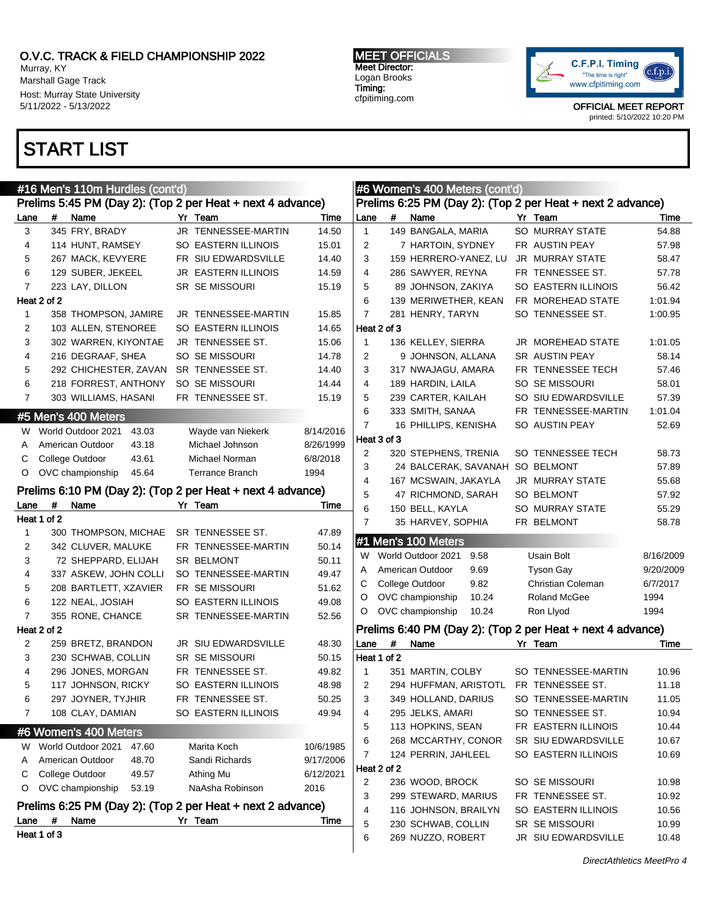# O.V.C. TRACK & FIELD CHAMPIONSHIP 2022

Murray, KY
Marshall Gage Track
Host: Murray State University
5/11/2022 - 5/13/2022

**MEET OFFICIALS**
Meet Director:
Logan Brooks
Timing:
cfpitiming.com

C.F.P.I. Timing
"The time is right"
www.cfpitiming.com

OFFICIAL MEET REPORT
printed: 5/10/2022 10:20 PM

# START LIST

## #16 Men's 110m Hurdles (cont'd)

### Prelims 5:45 PM (Day 2): (Top 2 per Heat + next 4 advance)

| Lane | # | Name | Yr | Team | Time |
|---|---|---|---|---|---|
| 3 | 345 | FRY, BRADY | JR | TENNESSEE-MARTIN | 14.50 |
| 4 | 114 | HUNT, RAMSEY | SO | EASTERN ILLINOIS | 15.01 |
| 5 | 267 | MACK, KEVYERE | FR | SIU EDWARDSVILLE | 14.40 |
| 6 | 129 | SUBER, JEKEEL | JR | EASTERN ILLINOIS | 14.59 |
| 7 | 223 | LAY, DILLON | SR | SE MISSOURI | 15.19 |
| **Heat 2 of 2** | | | | | |
| 1 | 358 | THOMPSON, JAMIRE | JR | TENNESSEE-MARTIN | 15.85 |
| 2 | 103 | ALLEN, STENOREE | SO | EASTERN ILLINOIS | 14.65 |
| 3 | 302 | WARREN, KIYONTAE | JR | TENNESSEE ST. | 15.06 |
| 4 | 216 | DEGRAAF, SHEA | SO | SE MISSOURI | 14.78 |
| 5 | 292 | CHICHESTER, ZAVAN | SR | TENNESSEE ST. | 14.40 |
| 6 | 218 | FORREST, ANTHONY | SO | SE MISSOURI | 14.44 |
| 7 | 303 | WILLIAMS, HASANI | FR | TENNESSEE ST. | 15.19 |

## #5 Men's 400 Meters

| | | | | |
|---|---|---|---|---|
| W | World Outdoor 2021 | 43.03 | Wayde van Niekerk | 8/14/2016 |
| A | American Outdoor | 43.18 | Michael Johnson | 8/26/1999 |
| C | College Outdoor | 43.61 | Michael Norman | 6/8/2018 |
| O | OVC championship | 45.64 | Terrance Branch | 1994 |

### Prelims 6:10 PM (Day 2): (Top 2 per Heat + next 4 advance)

| Lane | # | Name | Yr | Team | Time |
|---|---|---|---|---|---|
| **Heat 1 of 2** | | | | | |
| 1 | 300 | THOMPSON, MICHAE | SR | TENNESSEE ST. | 47.89 |
| 2 | 342 | CLUVER, MALUKE | FR | TENNESSEE-MARTIN | 50.14 |
| 3 | 72 | SHEPPARD, ELIJAH | SR | BELMONT | 50.11 |
| 4 | 337 | ASKEW, JOHN COLLI | SO | TENNESSEE-MARTIN | 49.47 |
| 5 | 208 | BARTLETT, XZAVIER | FR | SE MISSOURI | 51.62 |
| 6 | 122 | NEAL, JOSIAH | SO | EASTERN ILLINOIS | 49.08 |
| 7 | 355 | RONE, CHANCE | SR | TENNESSEE-MARTIN | 52.56 |
| **Heat 2 of 2** | | | | | |
| 2 | 259 | BRETZ, BRANDON | JR | SIU EDWARDSVILLE | 48.30 |
| 3 | 230 | SCHWAB, COLLIN | SR | SE MISSOURI | 50.15 |
| 4 | 296 | JONES, MORGAN | FR | TENNESSEE ST. | 49.82 |
| 5 | 117 | JOHNSON, RICKY | SO | EASTERN ILLINOIS | 48.98 |
| 6 | 297 | JOYNER, TYJHIR | FR | TENNESSEE ST. | 50.25 |
| 7 | 108 | CLAY, DAMIAN | SO | EASTERN ILLINOIS | 49.94 |

## #6 Women's 400 Meters

| | | | | |
|---|---|---|---|---|
| W | World Outdoor 2021 | 47.60 | Marita Koch | 10/6/1985 |
| A | American Outdoor | 48.70 | Sandi Richards | 9/17/2006 |
| C | College Outdoor | 49.57 | Athing Mu | 6/12/2021 |
| O | OVC championship | 53.19 | NaAsha Robinson | 2016 |

### Prelims 6:25 PM (Day 2): (Top 2 per Heat + next 2 advance)

| Lane | # | Name | Yr | Team | Time |
|---|---|---|---|---|---|
| **Heat 1 of 3** | | | | | |
| 1 | 149 | BANGALA, MARIA | SO | MURRAY STATE | 54.88 |
| 2 | 7 | HARTOIN, SYDNEY | FR | AUSTIN PEAY | 57.98 |
| 3 | 159 | HERRERO-YANEZ, LU | JR | MURRAY STATE | 58.47 |
| 4 | 286 | SAWYER, REYNA | FR | TENNESSEE ST. | 57.78 |
| 5 | 89 | JOHNSON, ZAKIYA | SO | EASTERN ILLINOIS | 56.42 |
| 6 | 139 | MERIWETHER, KEAN | FR | MOREHEAD STATE | 1:01.94 |
| 7 | 281 | HENRY, TARYN | SO | TENNESSEE ST. | 1:00.95 |
| **Heat 2 of 3** | | | | | |
| 1 | 136 | KELLEY, SIERRA | JR | MOREHEAD STATE | 1:01.05 |
| 2 | 9 | JOHNSON, ALLANA | SR | AUSTIN PEAY | 58.14 |
| 3 | 317 | NWAJAGU, AMARA | FR | TENNESSEE TECH | 57.46 |
| 4 | 189 | HARDIN, LAILA | SO | SE MISSOURI | 58.01 |
| 5 | 239 | CARTER, KAILAH | SO | SIU EDWARDSVILLE | 57.39 |
| 6 | 333 | SMITH, SANAA | FR | TENNESSEE-MARTIN | 1:01.04 |
| 7 | 16 | PHILLIPS, KENISHA | SO | AUSTIN PEAY | 52.69 |
| **Heat 3 of 3** | | | | | |
| 2 | 320 | STEPHENS, TRENIA | SO | TENNESSEE TECH | 58.73 |
| 3 | 24 | BALCERAK, SAVANAH | SO | BELMONT | 57.89 |
| 4 | 167 | MCSWAIN, JAKAYLA | JR | MURRAY STATE | 55.68 |
| 5 | 47 | RICHMOND, SARAH | SO | BELMONT | 57.92 |
| 6 | 150 | BELL, KAYLA | SO | MURRAY STATE | 55.29 |
| 7 | 35 | HARVEY, SOPHIA | FR | BELMONT | 58.78 |

## #1 Men's 100 Meters

| | | | | |
|---|---|---|---|---|
| W | World Outdoor 2021 | 9.58 | Usain Bolt | 8/16/2009 |
| A | American Outdoor | 9.69 | Tyson Gay | 9/20/2009 |
| C | College Outdoor | 9.82 | Christian Coleman | 6/7/2017 |
| O | OVC championship | 10.24 | Roland McGee | 1994 |
| O | OVC championship | 10.24 | Ron Llyod | 1994 |

### Prelims 6:40 PM (Day 2): (Top 2 per Heat + next 4 advance)

| Lane | # | Name | Yr | Team | Time |
|---|---|---|---|---|---|
| **Heat 1 of 2** | | | | | |
| 1 | 351 | MARTIN, COLBY | SO | TENNESSEE-MARTIN | 10.96 |
| 2 | 294 | HUFFMAN, ARISTOTL | FR | TENNESSEE ST. | 11.18 |
| 3 | 349 | HOLLAND, DARIUS | SO | TENNESSEE-MARTIN | 11.05 |
| 4 | 295 | JELKS, AMARI | SO | TENNESSEE ST. | 10.94 |
| 5 | 113 | HOPKINS, SEAN | FR | EASTERN ILLINOIS | 10.44 |
| 6 | 268 | MCCARTHY, CONOR | SR | SIU EDWARDSVILLE | 10.67 |
| 7 | 124 | PERRIN, JAHLEEL | SO | EASTERN ILLINOIS | 10.69 |
| **Heat 2 of 2** | | | | | |
| 2 | 236 | WOOD, BROCK | SO | SE MISSOURI | 10.98 |
| 3 | 299 | STEWARD, MARIUS | FR | TENNESSEE ST. | 10.92 |
| 4 | 116 | JOHNSON, BRAILYN | SO | EASTERN ILLINOIS | 10.56 |
| 5 | 230 | SCHWAB, COLLIN | SR | SE MISSOURI | 10.99 |
| 6 | 269 | NUZZO, ROBERT | JR | SIU EDWARDSVILLE | 10.48 |

*DirectAthletics MeetPro 4*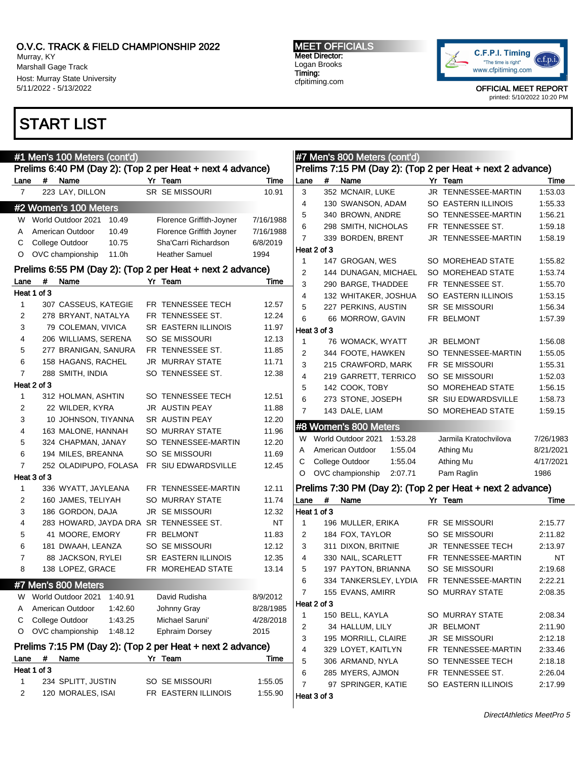O.V.C. TRACK & FIELD CHAMPIONSHIP 2022
Murray, KY
Marshall Gage Track
Host: Murray State University
5/11/2022 - 5/13/2022

**MEET OFFICIALS**
Meet Director:
Logan Brooks
Timing:
cfpitiming.com

C.F.P.I. Timing "The time is right" www.cfpitiming.com

OFFICIAL MEET REPORT
printed: 5/10/2022 10:20 PM

# START LIST

## #1 Men's 100 Meters (cont'd)

### Prelims 6:40 PM (Day 2): (Top 2 per Heat + next 4 advance)

| Lane | # | Name | Yr | Team | Time |
|---|---|---|---|---|---|
| 7 | 223 | LAY, DILLON | SR | SE MISSOURI | 10.91 |

## #2 Women's 100 Meters

| | | | | |
|---|---|---|---|---|
| W | World Outdoor 2021 | 10.49 | Florence Griffith-Joyner | 7/16/1988 |
| A | American Outdoor | 10.49 | Florence Griffith Joyner | 7/16/1988 |
| C | College Outdoor | 10.75 | Sha'Carri Richardson | 6/8/2019 |
| O | OVC championship | 11.0h | Heather Samuel | 1994 |

### Prelims 6:55 PM (Day 2): (Top 2 per Heat + next 2 advance)

| Lane | # | Name | Yr | Team | Time |
|---|---|---|---|---|---|
| **Heat 1 of 3** | | | | | |
| 1 | 307 | CASSEUS, KATEGIE | FR | TENNESSEE TECH | 12.57 |
| 2 | 278 | BRYANT, NATALYA | FR | TENNESSEE ST. | 12.24 |
| 3 | 79 | COLEMAN, VIVICA | SR | EASTERN ILLINOIS | 11.97 |
| 4 | 206 | WILLIAMS, SERENA | SO | SE MISSOURI | 12.13 |
| 5 | 277 | BRANIGAN, SANURA | FR | TENNESSEE ST. | 11.85 |
| 6 | 158 | HAGANS, RACHEL | JR | MURRAY STATE | 11.71 |
| 7 | 288 | SMITH, INDIA | SO | TENNESSEE ST. | 12.38 |
| **Heat 2 of 3** | | | | | |
| 1 | 312 | HOLMAN, ASHTIN | SO | TENNESSEE TECH | 12.51 |
| 2 | 22 | WILDER, KYRA | JR | AUSTIN PEAY | 11.88 |
| 3 | 10 | JOHNSON, TIYANNA | SR | AUSTIN PEAY | 12.20 |
| 4 | 163 | MALONE, HANNAH | SO | MURRAY STATE | 11.96 |
| 5 | 324 | CHAPMAN, JANAY | SO | TENNESSEE-MARTIN | 12.20 |
| 6 | 194 | MILES, BREANNA | SO | SE MISSOURI | 11.69 |
| 7 | 252 | OLADIPUPO, FOLASA | FR | SIU EDWARDSVILLE | 12.45 |
| **Heat 3 of 3** | | | | | |
| 1 | 336 | WYATT, JAYLEANA | FR | TENNESSEE-MARTIN | 12.11 |
| 2 | 160 | JAMES, TELIYAH | SO | MURRAY STATE | 11.74 |
| 3 | 186 | GORDON, DAJA | JR | SE MISSOURI | 12.32 |
| 4 | 283 | HOWARD, JAYDA DRA | SR | TENNESSEE ST. | NT |
| 5 | 41 | MOORE, EMORY | FR | BELMONT | 11.83 |
| 6 | 181 | DWAAH, LEANZA | SO | SE MISSOURI | 12.12 |
| 7 | 88 | JACKSON, RYLEI | SR | EASTERN ILLINOIS | 12.35 |
| 8 | 138 | LOPEZ, GRACE | FR | MOREHEAD STATE | 13.14 |

## #7 Men's 800 Meters

| | | | | |
|---|---|---|---|---|
| W | World Outdoor 2021 | 1:40.91 | David Rudisha | 8/9/2012 |
| A | American Outdoor | 1:42.60 | Johnny Gray | 8/28/1985 |
| C | College Outdoor | 1:43.25 | Michael Saruni' | 4/28/2018 |
| O | OVC championship | 1:48.12 | Ephraim Dorsey | 2015 |

### Prelims 7:15 PM (Day 2): (Top 2 per Heat + next 2 advance)

| Lane | # | Name | Yr | Team | Time |
|---|---|---|---|---|---|
| **Heat 1 of 3** | | | | | |
| 1 | 234 | SPLITT, JUSTIN | SO | SE MISSOURI | 1:55.05 |
| 2 | 120 | MORALES, ISAI | FR | EASTERN ILLINOIS | 1:55.90 |
| 3 | 352 | MCNAIR, LUKE | JR | TENNESSEE-MARTIN | 1:53.03 |
| 4 | 130 | SWANSON, ADAM | SO | EASTERN ILLINOIS | 1:55.33 |
| 5 | 340 | BROWN, ANDRE | SO | TENNESSEE-MARTIN | 1:56.21 |
| 6 | 298 | SMITH, NICHOLAS | FR | TENNESSEE ST. | 1:59.18 |
| 7 | 339 | BORDEN, BRENT | JR | TENNESSEE-MARTIN | 1:58.19 |
| **Heat 2 of 3** | | | | | |
| 1 | 147 | GROGAN, WES | SO | MOREHEAD STATE | 1:55.82 |
| 2 | 144 | DUNAGAN, MICHAEL | SO | MOREHEAD STATE | 1:53.74 |
| 3 | 290 | BARGE, THADDEE | FR | TENNESSEE ST. | 1:55.70 |
| 4 | 132 | WHITAKER, JOSHUA | SO | EASTERN ILLINOIS | 1:53.15 |
| 5 | 227 | PERKINS, AUSTIN | SR | SE MISSOURI | 1:56.34 |
| 6 | 66 | MORROW, GAVIN | FR | BELMONT | 1:57.39 |
| **Heat 3 of 3** | | | | | |
| 1 | 76 | WOMACK, WYATT | JR | BELMONT | 1:56.08 |
| 2 | 344 | FOOTE, HAWKEN | SO | TENNESSEE-MARTIN | 1:55.05 |
| 3 | 215 | CRAWFORD, MARK | FR | SE MISSOURI | 1:55.31 |
| 4 | 219 | GARRETT, TERRICO | SO | SE MISSOURI | 1:52.03 |
| 5 | 142 | COOK, TOBY | SO | MOREHEAD STATE | 1:56.15 |
| 6 | 273 | STONE, JOSEPH | SR | SIU EDWARDSVILLE | 1:58.73 |
| 7 | 143 | DALE, LIAM | SO | MOREHEAD STATE | 1:59.15 |

## #8 Women's 800 Meters

| | | | | |
|---|---|---|---|---|
| W | World Outdoor 2021 | 1:53.28 | Jarmila Kratochvilova | 7/26/1983 |
| A | American Outdoor | 1:55.04 | Athing Mu | 8/21/2021 |
| C | College Outdoor | 1:55.04 | Athing Mu | 4/17/2021 |
| O | OVC championship | 2:07.71 | Pam Raglin | 1986 |

### Prelims 7:30 PM (Day 2): (Top 2 per Heat + next 2 advance)

| Lane | # | Name | Yr | Team | Time |
|---|---|---|---|---|---|
| **Heat 1 of 3** | | | | | |
| 1 | 196 | MULLER, ERIKA | FR | SE MISSOURI | 2:15.77 |
| 2 | 184 | FOX, TAYLOR | SO | SE MISSOURI | 2:11.82 |
| 3 | 311 | DIXON, BRITNIE | JR | TENNESSEE TECH | 2:13.97 |
| 4 | 330 | NAIL, SCARLETT | FR | TENNESSEE-MARTIN | NT |
| 5 | 197 | PAYTON, BRIANNA | SO | SE MISSOURI | 2:19.68 |
| 6 | 334 | TANKERSLEY, LYDIA | FR | TENNESSEE-MARTIN | 2:22.21 |
| 7 | 155 | EVANS, AMIRR | SO | MURRAY STATE | 2:08.35 |
| **Heat 2 of 3** | | | | | |
| 1 | 150 | BELL, KAYLA | SO | MURRAY STATE | 2:08.34 |
| 2 | 34 | HALLUM, LILY | JR | BELMONT | 2:11.90 |
| 3 | 195 | MORRILL, CLAIRE | JR | SE MISSOURI | 2:12.18 |
| 4 | 329 | LOYET, KAITLYN | FR | TENNESSEE-MARTIN | 2:33.46 |
| 5 | 306 | ARMAND, NYLA | SO | TENNESSEE TECH | 2:18.18 |
| 6 | 285 | MYERS, AJMON | FR | TENNESSEE ST. | 2:26.04 |
| 7 | 97 | SPRINGER, KATIE | SO | EASTERN ILLINOIS | 2:17.99 |
| **Heat 3 of 3** | | | | | |

*DirectAthletics MeetPro 5*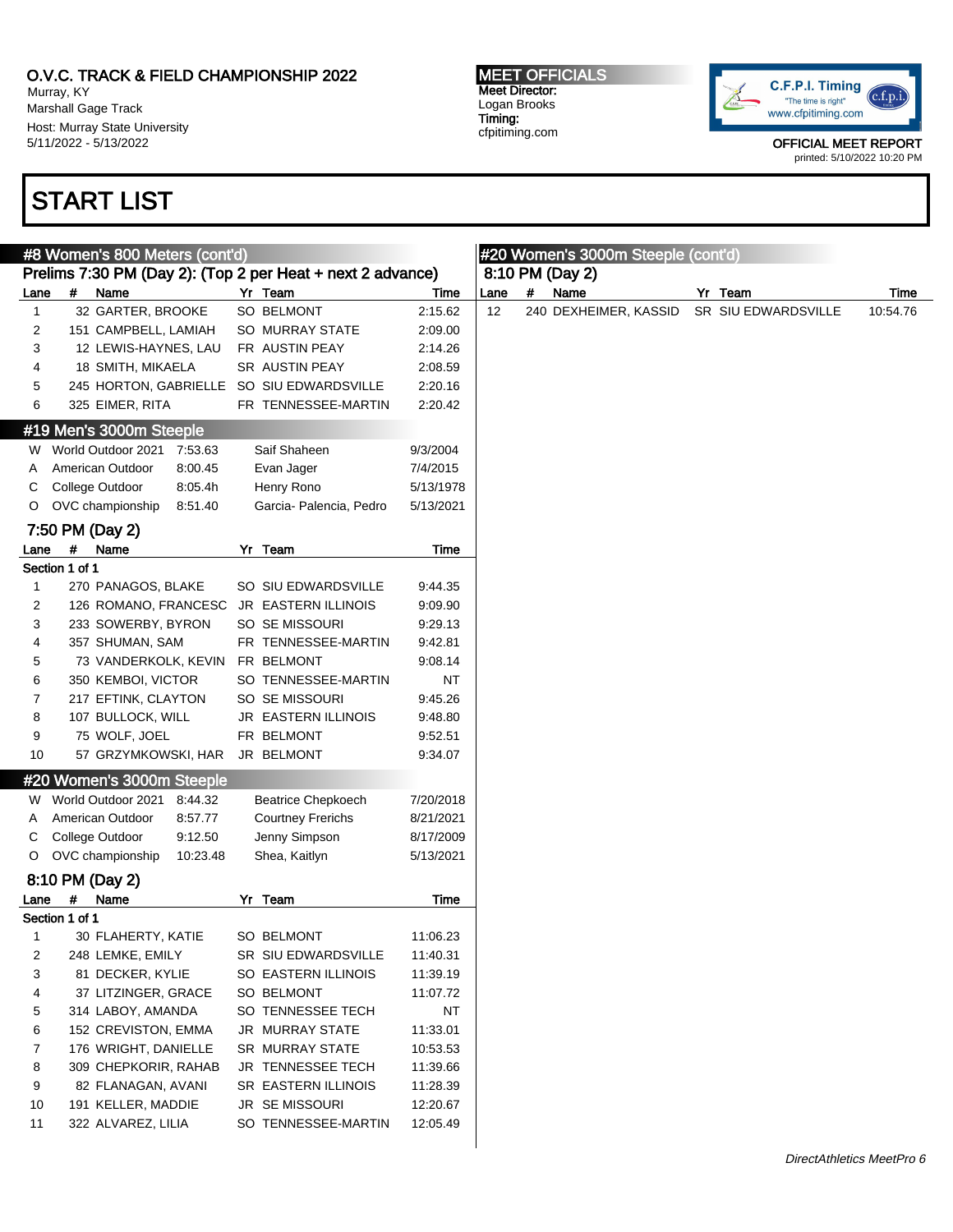O.V.C. TRACK & FIELD CHAMPIONSHIP 2022
Murray, KY
Marshall Gage Track
Host: Murray State University
5/11/2022 - 5/13/2022

**MEET OFFICIALS**
Meet Director:
Logan Brooks
Timing:
cfpitiming.com

C.F.P.I. Timing
"The time is right"
www.cfpitiming.com

OFFICIAL MEET REPORT
printed: 5/10/2022 10:20 PM

# START LIST

## #8 Women's 800 Meters (cont'd)

### Prelims 7:30 PM (Day 2): (Top 2 per Heat + next 2 advance)

| Lane | # | Name | Yr | Team | Time |
|---|---|---|---|---|---|
| 1 | 32 | GARTER, BROOKE | SO | BELMONT | 2:15.62 |
| 2 | 151 | CAMPBELL, LAMIAH | SO | MURRAY STATE | 2:09.00 |
| 3 | 12 | LEWIS-HAYNES, LAU | FR | AUSTIN PEAY | 2:14.26 |
| 4 | 18 | SMITH, MIKAELA | SR | AUSTIN PEAY | 2:08.59 |
| 5 | 245 | HORTON, GABRIELLE | SO | SIU EDWARDSVILLE | 2:20.16 |
| 6 | 325 | EIMER, RITA | FR | TENNESSEE-MARTIN | 2:20.42 |

## #19 Men's 3000m Steeple

| | | | | |
|---|---|---|---|---|
| W | World Outdoor 2021 | 7:53.63 | Saif Shaheen | 9/3/2004 |
| A | American Outdoor | 8:00.45 | Evan Jager | 7/4/2015 |
| C | College Outdoor | 8:05.4h | Henry Rono | 5/13/1978 |
| O | OVC championship | 8:51.40 | Garcia- Palencia, Pedro | 5/13/2021 |

### 7:50 PM (Day 2)

Section 1 of 1

| Lane | # | Name | Yr | Team | Time |
|---|---|---|---|---|---|
| 1 | 270 | PANAGOS, BLAKE | SO | SIU EDWARDSVILLE | 9:44.35 |
| 2 | 126 | ROMANO, FRANCESC | JR | EASTERN ILLINOIS | 9:09.90 |
| 3 | 233 | SOWERBY, BYRON | SO | SE MISSOURI | 9:29.13 |
| 4 | 357 | SHUMAN, SAM | FR | TENNESSEE-MARTIN | 9:42.81 |
| 5 | 73 | VANDERKOLK, KEVIN | FR | BELMONT | 9:08.14 |
| 6 | 350 | KEMBOI, VICTOR | SO | TENNESSEE-MARTIN | NT |
| 7 | 217 | EFTINK, CLAYTON | SO | SE MISSOURI | 9:45.26 |
| 8 | 107 | BULLOCK, WILL | JR | EASTERN ILLINOIS | 9:48.80 |
| 9 | 75 | WOLF, JOEL | FR | BELMONT | 9:52.51 |
| 10 | 57 | GRZYMKOWSKI, HAR | JR | BELMONT | 9:34.07 |

## #20 Women's 3000m Steeple

| | | | | |
|---|---|---|---|---|
| W | World Outdoor 2021 | 8:44.32 | Beatrice Chepkoech | 7/20/2018 |
| A | American Outdoor | 8:57.77 | Courtney Frerichs | 8/21/2021 |
| C | College Outdoor | 9:12.50 | Jenny Simpson | 8/17/2009 |
| O | OVC championship | 10:23.48 | Shea, Kaitlyn | 5/13/2021 |

### 8:10 PM (Day 2)

Section 1 of 1

| Lane | # | Name | Yr | Team | Time |
|---|---|---|---|---|---|
| 1 | 30 | FLAHERTY, KATIE | SO | BELMONT | 11:06.23 |
| 2 | 248 | LEMKE, EMILY | SR | SIU EDWARDSVILLE | 11:40.31 |
| 3 | 81 | DECKER, KYLIE | SO | EASTERN ILLINOIS | 11:39.19 |
| 4 | 37 | LITZINGER, GRACE | SO | BELMONT | 11:07.72 |
| 5 | 314 | LABOY, AMANDA | SO | TENNESSEE TECH | NT |
| 6 | 152 | CREVISTON, EMMA | JR | MURRAY STATE | 11:33.01 |
| 7 | 176 | WRIGHT, DANIELLE | SR | MURRAY STATE | 10:53.53 |
| 8 | 309 | CHEPKORIR, RAHAB | JR | TENNESSEE TECH | 11:39.66 |
| 9 | 82 | FLANAGAN, AVANI | SR | EASTERN ILLINOIS | 11:28.39 |
| 10 | 191 | KELLER, MADDIE | JR | SE MISSOURI | 12:20.67 |
| 11 | 322 | ALVAREZ, LILIA | SO | TENNESSEE-MARTIN | 12:05.49 |
| 12 | 240 | DEXHEIMER, KASSID | SR | SIU EDWARDSVILLE | 10:54.76 |

*DirectAthletics MeetPro 6*